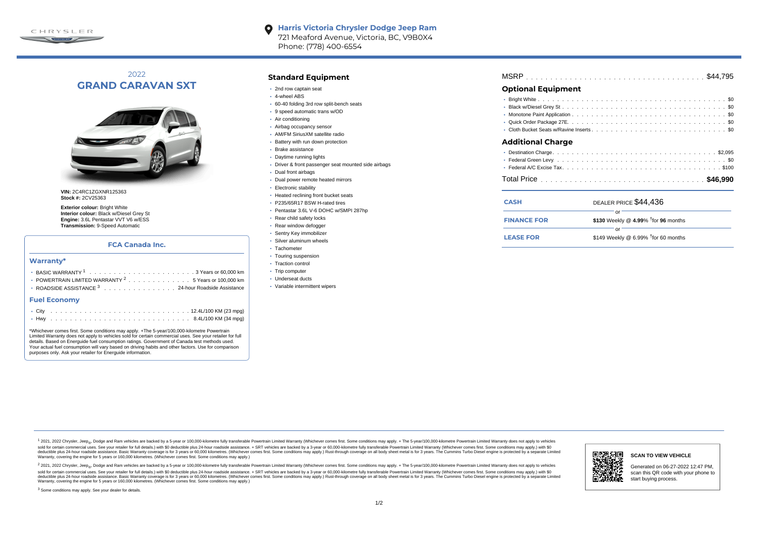**Harris Victoria Chrysler Dodge Jeep Ram**
721 Meaford Avenue, Victoria, BC, V9B0X4
Phone: (778) 400-6554

2022

# GRAND CARAVAN SXT

**VIN:** 2C4RC1ZGXNR125363
**Stock #:** 2CV25363

**Exterior colour:** Bright White
**Interior colour:** Black w/Diesel Grey St
**Engine:** 3.6L Pentastar VVT V6 w/ESS
**Transmission:** 9-Speed Automatic

### FCA Canada Inc.

#### Warranty*

- BASIC WARRANTY [1] . . . . . 3 Years or 60,000 km
- POWERTRAIN LIMITED WARRANTY [2] . . . . . 5 Years or 100,000 km
- ROADSIDE ASSISTANCE [3] . . . . . 24-hour Roadside Assistance

#### Fuel Economy

- City . . . . . 12.4L/100 KM (23 mpg)
- Hwy . . . . . 8.4L/100 KM (34 mpg)

*Whichever comes first. Some conditions may apply. +The 5-year/100,000-kilometre Powertrain Limited Warranty does not apply to vehicles sold for certain commercial uses. See your retailer for full details. Based on Energuide fuel consumption ratings. Government of Canada test methods used. Your actual fuel consumption will vary based on driving habits and other factors. Use for comparison purposes only. Ask your retailer for Energuide information.

## Standard Equipment

- 2nd row captain seat
- 4-wheel ABS
- 60-40 folding 3rd row split-bench seats
- 9 speed automatic trans w/OD
- Air conditioning
- Airbag occupancy sensor
- AM/FM SiriusXM satellite radio
- Battery with run down protection
- Brake assistance
- Daytime running lights
- Driver & front passenger seat mounted side airbags
- Dual front airbags
- Dual power remote heated mirrors
- Electronic stability
- Heated reclining front bucket seats
- P235/65R17 BSW H-rated tires
- Pentastar 3.6L V-6 DOHC w/SMPI 287hp
- Rear child safety locks
- Rear window defogger
- Sentry Key immobilizer
- Silver aluminum wheels
- Tachometer
- Touring suspension
- Traction control
- Trip computer
- Underseat ducts
- Variable intermittent wipers

MSRP . . . . . $44,795

## Optional Equipment

- Bright White . . . . . $0
- Black w/Diesel Grey St . . . . . $0
- Monotone Paint Application . . . . . $0
- Quick Order Package 27E. . . . . . $0
- Cloth Bucket Seats w/Ravine Inserts . . . . . $0

## Additional Charge

- Destination Charge . . . . . $2,095
- Federal Green Levy . . . . . $0
- Federal A/C Excise Tax . . . . . $100

Total Price . . . . . **$46,990**

| | |
|---|---|
| **CASH** | DEALER PRICE $44,436 |
| | or |
| **FINANCE FOR** | **$130** Weekly @ **4.99**% †for **96** months |
| | or |
| **LEASE FOR** | $149 Weekly @ 6.99% †for 60 months |

[1] 2021, 2022 Chrysler, Jeep®, Dodge and Ram vehicles are backed by a 5-year or 100,000-kilometre fully transferable Powertrain Limited Warranty (Whichever comes first. Some conditions may apply. + The 5-year/100,000-kilometre Powertrain Limited Warranty does not apply to vehicles sold for certain commercial uses. See your retailer for full details.) with $0 deductible plus 24-hour roadside assistance. + SRT vehicles are backed by a 3-year or 60,000-kilometre fully transferable Powertrain Limited Warranty (Whichever comes first. Some conditions may apply.) with $0 deductible plus 24-hour roadside assistance. Basic Warranty coverage is for 3 years or 60,000 kilometres. (Whichever comes first. Some conditions may apply.) Rust-through coverage on all body sheet metal is for 3 years. The Cummins Turbo Diesel engine is protected by a separate Limited Warranty, covering the engine for 5 years or 160,000 kilometres. (Whichever comes first. Some conditions may apply.)

[2] 2021, 2022 Chrysler, Jeep®, Dodge and Ram vehicles are backed by a 5-year or 100,000-kilometre fully transferable Powertrain Limited Warranty (Whichever comes first. Some conditions may apply. + The 5-year/100,000-kilometre Powertrain Limited Warranty does not apply to vehicles sold for certain commercial uses. See your retailer for full details.) with $0 deductible plus 24-hour roadside assistance. + SRT vehicles are backed by a 3-year or 60,000-kilometre fully transferable Powertrain Limited Warranty (Whichever comes first. Some conditions may apply.) with $0 deductible plus 24-hour roadside assistance. Basic Warranty coverage is for 3 years or 60,000 kilometres. (Whichever comes first. Some conditions may apply.) Rust-through coverage on all body sheet metal is for 3 years. The Cummins Turbo Diesel engine is protected by a separate Limited Warranty, covering the engine for 5 years or 160,000 kilometres. (Whichever comes first. Some conditions may apply.)

[3] Some conditions may apply. See your dealer for details.

**SCAN TO VIEW VEHICLE**

Generated on 06-27-2022 12:47 PM, scan this QR code with your phone to start buying process.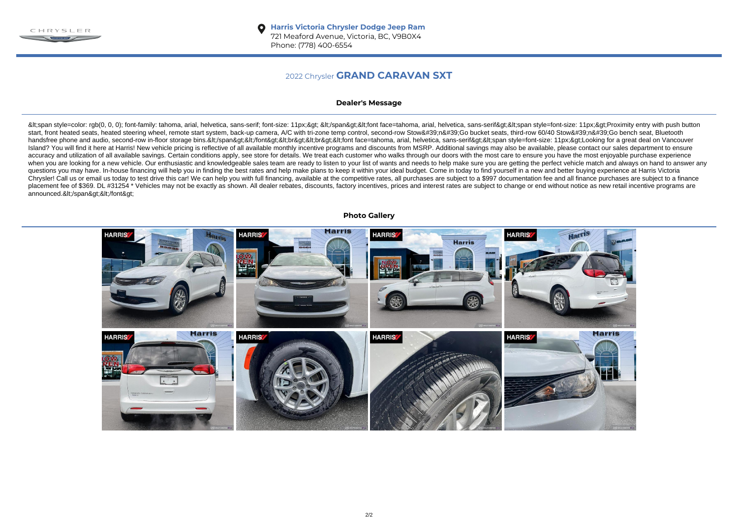CHRYSLER

**Harris Victoria Chrysler Dodge Jeep Ram**
721 Meaford Avenue, Victoria, BC, V9B0X4
Phone: (778) 400-6554

# 2022 Chrysler **GRAND CARAVAN SXT**

## Dealer's Message

&lt;span style=color: rgb(0, 0, 0); font-family: tahoma, arial, helvetica, sans-serif; font-size: 11px;&gt; &lt;/span&gt;&lt;font face=tahoma, arial, helvetica, sans-serif&gt;&lt;span style=font-size: 11px;&gt;Proximity entry with push button start, front heated seats, heated steering wheel, remote start system, back-up camera, A/C with tri-zone temp control, second-row Stow&#39;n&#39;Go bucket seats, third-row 60/40 Stow&#39;n&#39;Go bench seat, Bluetooth handsfree phone and audio, second-row in-floor storage bins.&lt;/span&gt;&lt;/font&gt;&lt;br&gt;&lt;br&gt;&lt;font face=tahoma, arial, helvetica, sans-serif&gt;&lt;span style=font-size: 11px;&gt;Looking for a great deal on Vancouver Island? You will find it here at Harris! New vehicle pricing is reflective of all available monthly incentive programs and discounts from MSRP. Additional savings may also be available, please contact our sales department to ensure accuracy and utilization of all available savings. Certain conditions apply, see store for details. We treat each customer who walks through our doors with the most care to ensure you have the most enjoyable purchase experience when you are looking for a new vehicle. Our enthusiastic and knowledgeable sales team are ready to listen to your list of wants and needs to help make sure you are getting the perfect vehicle match and always on hand to answer any questions you may have. In-house financing will help you in finding the best rates and help make plans to keep it within your ideal budget. Come in today to find yourself in a new and better buying experience at Harris Victoria Chrysler! Call us or email us today to test drive this car! We can help you with full financing, available at the competitive rates, all purchases are subject to a $997 documentation fee and all finance purchases are subject to a finance placement fee of $369. DL #31254 * Vehicles may not be exactly as shown. All dealer rebates, discounts, factory incentives, prices and interest rates are subject to change or end without notice as new retail incentive programs are announced.&lt;/span&gt;&lt;/font&gt;

## Photo Gallery